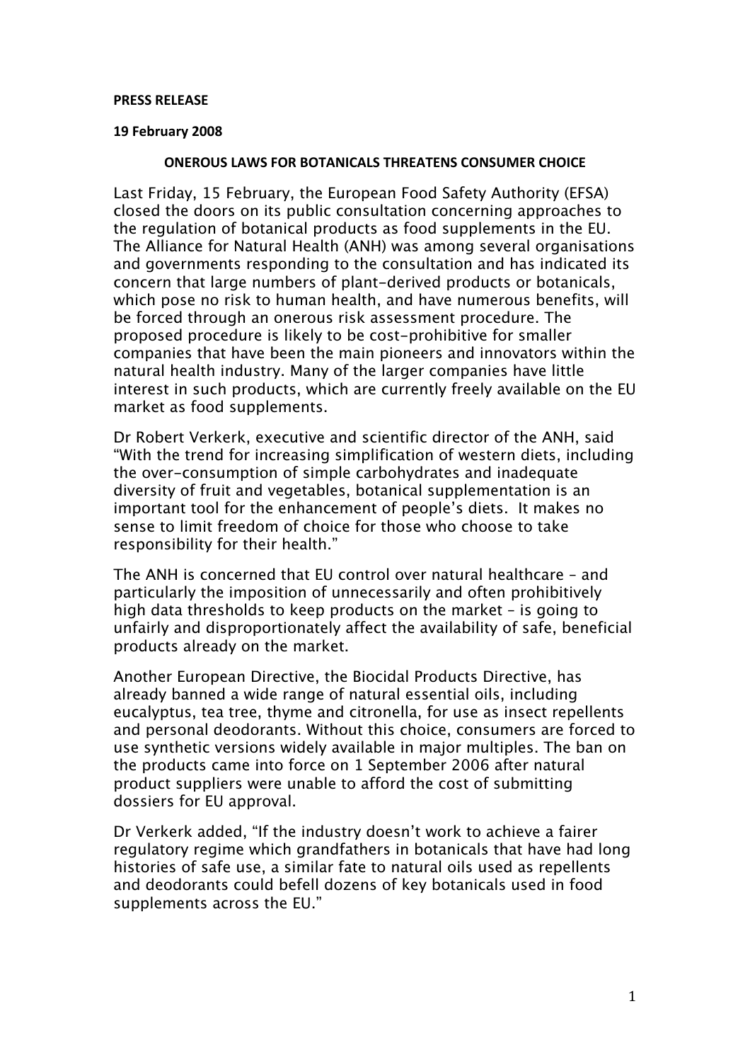**PRESS RELEASE**

**19 February 2008**

# ONEROUS LAWS FOR BOTANICALS THREATENS CONSUMER CHOICE

Last Friday, 15 February, the European Food Safety Authority (EFSA) closed the doors on its public consultation concerning approaches to the regulation of botanical products as food supplements in the EU. The Alliance for Natural Health (ANH) was among several organisations and governments responding to the consultation and has indicated its concern that large numbers of plant-derived products or botanicals, which pose no risk to human health, and have numerous benefits, will be forced through an onerous risk assessment procedure. The proposed procedure is likely to be cost-prohibitive for smaller companies that have been the main pioneers and innovators within the natural health industry. Many of the larger companies have little interest in such products, which are currently freely available on the EU market as food supplements.

Dr Robert Verkerk, executive and scientific director of the ANH, said "With the trend for increasing simplification of western diets, including the over-consumption of simple carbohydrates and inadequate diversity of fruit and vegetables, botanical supplementation is an important tool for the enhancement of people's diets. It makes no sense to limit freedom of choice for those who choose to take responsibility for their health."

The ANH is concerned that EU control over natural healthcare – and particularly the imposition of unnecessarily and often prohibitively high data thresholds to keep products on the market – is going to unfairly and disproportionately affect the availability of safe, beneficial products already on the market.

Another European Directive, the Biocidal Products Directive, has already banned a wide range of natural essential oils, including eucalyptus, tea tree, thyme and citronella, for use as insect repellents and personal deodorants. Without this choice, consumers are forced to use synthetic versions widely available in major multiples. The ban on the products came into force on 1 September 2006 after natural product suppliers were unable to afford the cost of submitting dossiers for EU approval.

Dr Verkerk added, "If the industry doesn't work to achieve a fairer regulatory regime which grandfathers in botanicals that have had long histories of safe use, a similar fate to natural oils used as repellents and deodorants could befell dozens of key botanicals used in food supplements across the EU."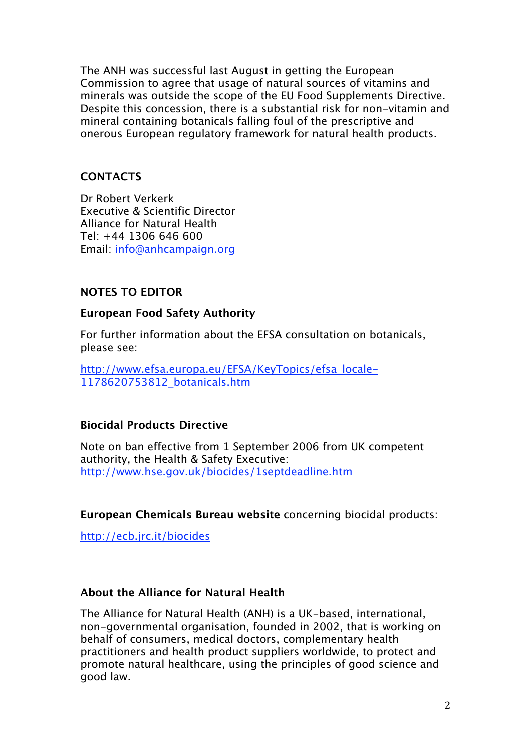The ANH was successful last August in getting the European Commission to agree that usage of natural sources of vitamins and minerals was outside the scope of the EU Food Supplements Directive. Despite this concession, there is a substantial risk for non-vitamin and mineral containing botanicals falling foul of the prescriptive and onerous European regulatory framework for natural health products.

## CONTACTS

Dr Robert Verkerk
Executive & Scientific Director
Alliance for Natural Health
Tel: +44 1306 646 600
Email: info@anhcampaign.org

## NOTES TO EDITOR

### European Food Safety Authority

For further information about the EFSA consultation on botanicals, please see:

http://www.efsa.europa.eu/EFSA/KeyTopics/efsa_locale-1178620753812_botanicals.htm

### Biocidal Products Directive

Note on ban effective from 1 September 2006 from UK competent authority, the Health & Safety Executive: http://www.hse.gov.uk/biocides/1septdeadline.htm

**European Chemicals Bureau website** concerning biocidal products:

http://ecb.jrc.it/biocides

### About the Alliance for Natural Health

The Alliance for Natural Health (ANH) is a UK-based, international, non-governmental organisation, founded in 2002, that is working on behalf of consumers, medical doctors, complementary health practitioners and health product suppliers worldwide, to protect and promote natural healthcare, using the principles of good science and good law.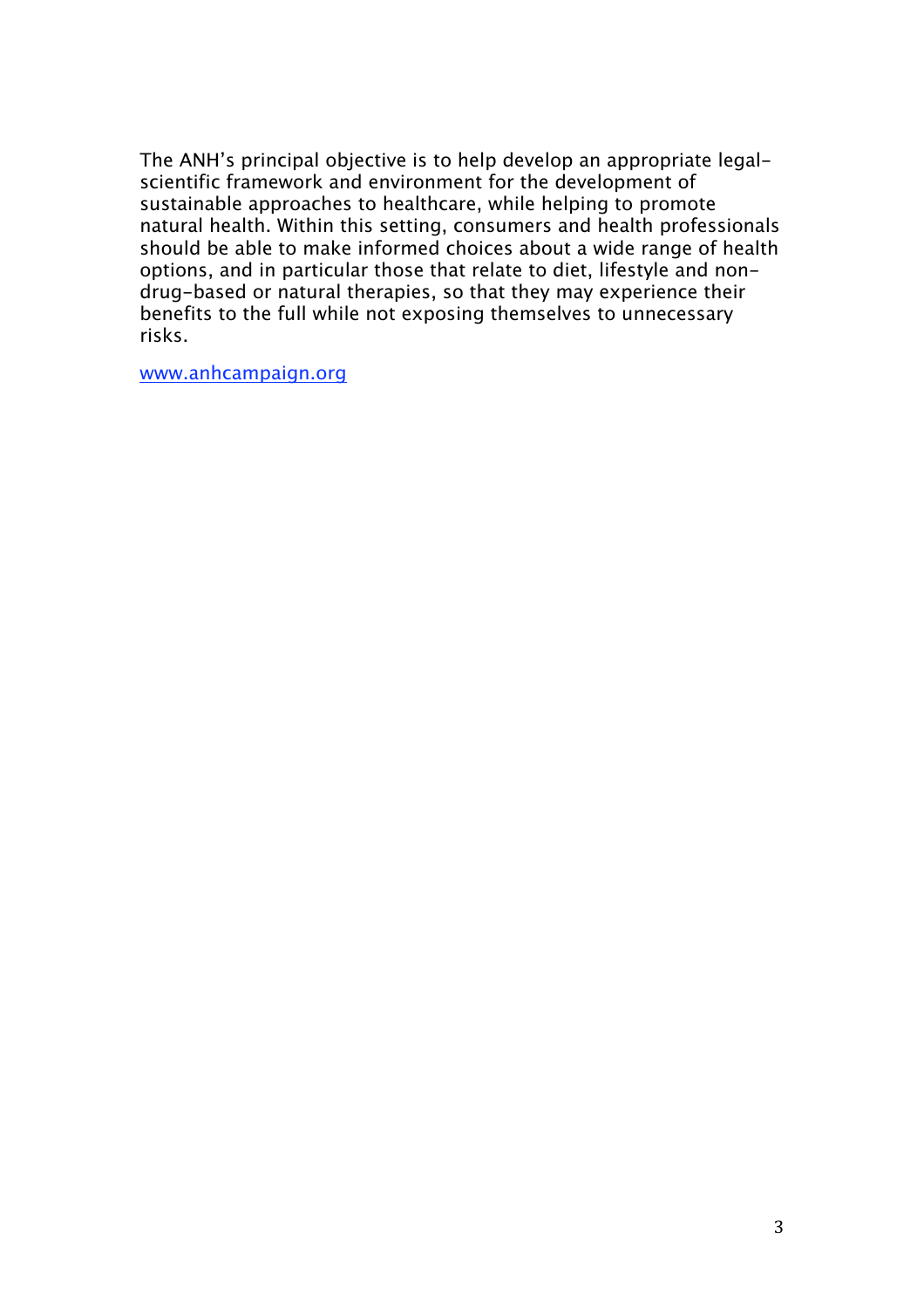The ANH's principal objective is to help develop an appropriate legal-scientific framework and environment for the development of sustainable approaches to healthcare, while helping to promote natural health. Within this setting, consumers and health professionals should be able to make informed choices about a wide range of health options, and in particular those that relate to diet, lifestyle and non-drug-based or natural therapies, so that they may experience their benefits to the full while not exposing themselves to unnecessary risks.

[www.anhcampaign.org](http://www.anhcampaign.org)